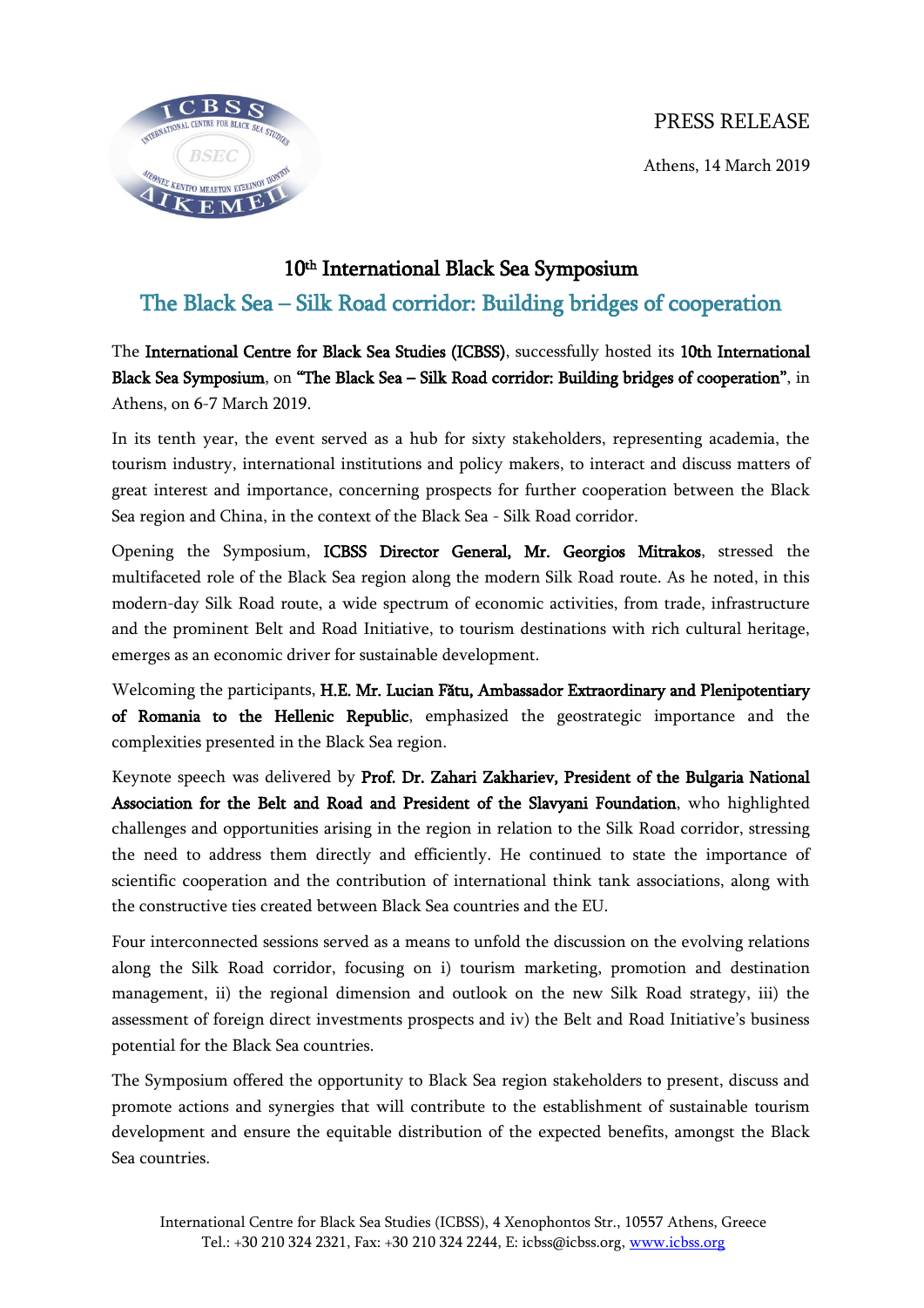PRESS RELEASE

Athens, 14 March 2019

# 10th International Black Sea Symposium

## The Black Sea – Silk Road corridor: Building bridges of cooperation

The **International Centre for Black Sea Studies (ICBSS)**, successfully hosted its **10th International Black Sea Symposium**, on **"The Black Sea – Silk Road corridor: Building bridges of cooperation"**, in Athens, on 6-7 March 2019.

In its tenth year, the event served as a hub for sixty stakeholders, representing academia, the tourism industry, international institutions and policy makers, to interact and discuss matters of great interest and importance, concerning prospects for further cooperation between the Black Sea region and China, in the context of the Black Sea - Silk Road corridor.

Opening the Symposium, **ICBSS Director General, Mr. Georgios Mitrakos**, stressed the multifaceted role of the Black Sea region along the modern Silk Road route. As he noted, in this modern-day Silk Road route, a wide spectrum of economic activities, from trade, infrastructure and the prominent Belt and Road Initiative, to tourism destinations with rich cultural heritage, emerges as an economic driver for sustainable development.

Welcoming the participants, **H.E. Mr. Lucian Fătu, Ambassador Extraordinary and Plenipotentiary of Romania to the Hellenic Republic**, emphasized the geostrategic importance and the complexities presented in the Black Sea region.

Keynote speech was delivered by **Prof. Dr. Zahari Zakhariev, President of the Bulgaria National Association for the Belt and Road and President of the Slavyani Foundation**, who highlighted challenges and opportunities arising in the region in relation to the Silk Road corridor, stressing the need to address them directly and efficiently. He continued to state the importance of scientific cooperation and the contribution of international think tank associations, along with the constructive ties created between Black Sea countries and the EU.

Four interconnected sessions served as a means to unfold the discussion on the evolving relations along the Silk Road corridor, focusing on i) tourism marketing, promotion and destination management, ii) the regional dimension and outlook on the new Silk Road strategy, iii) the assessment of foreign direct investments prospects and iv) the Belt and Road Initiative's business potential for the Black Sea countries.

The Symposium offered the opportunity to Black Sea region stakeholders to present, discuss and promote actions and synergies that will contribute to the establishment of sustainable tourism development and ensure the equitable distribution of the expected benefits, amongst the Black Sea countries.

International Centre for Black Sea Studies (ICBSS), 4 Xenophontos Str., 10557 Athens, Greece
Tel.: +30 210 324 2321, Fax: +30 210 324 2244, E: icbss@icbss.org, www.icbss.org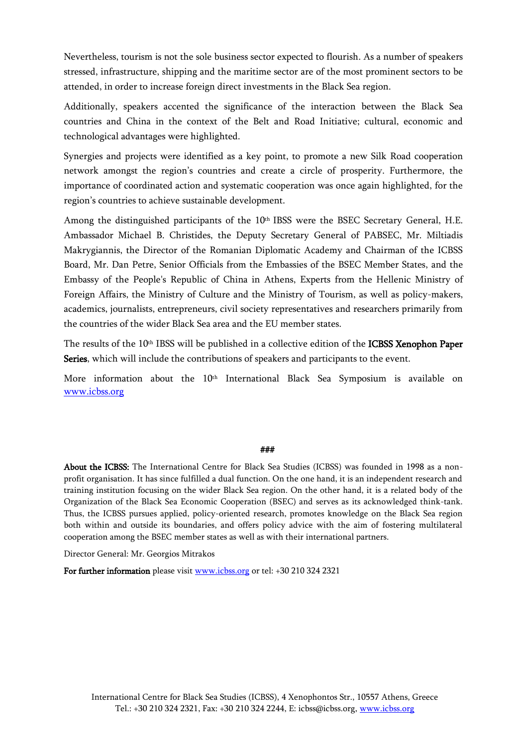Nevertheless, tourism is not the sole business sector expected to flourish. As a number of speakers stressed, infrastructure, shipping and the maritime sector are of the most prominent sectors to be attended, in order to increase foreign direct investments in the Black Sea region.

Additionally, speakers accented the significance of the interaction between the Black Sea countries and China in the context of the Belt and Road Initiative; cultural, economic and technological advantages were highlighted.

Synergies and projects were identified as a key point, to promote a new Silk Road cooperation network amongst the region's countries and create a circle of prosperity. Furthermore, the importance of coordinated action and systematic cooperation was once again highlighted, for the region's countries to achieve sustainable development.

Among the distinguished participants of the 10th IBSS were the BSEC Secretary General, H.E. Ambassador Michael B. Christides, the Deputy Secretary General of PABSEC, Mr. Miltiadis Makrygiannis, the Director of the Romanian Diplomatic Academy and Chairman of the ICBSS Board, Mr. Dan Petre, Senior Officials from the Embassies of the BSEC Member States, and the Embassy of the People's Republic of China in Athens, Experts from the Hellenic Ministry of Foreign Affairs, the Ministry of Culture and the Ministry of Tourism, as well as policy-makers, academics, journalists, entrepreneurs, civil society representatives and researchers primarily from the countries of the wider Black Sea area and the EU member states.

The results of the 10th IBSS will be published in a collective edition of the **ICBSS Xenophon Paper Series**, which will include the contributions of speakers and participants to the event.

More information about the 10th International Black Sea Symposium is available on www.icbss.org

**###**

**About the ICBSS:** The International Centre for Black Sea Studies (ICBSS) was founded in 1998 as a non-profit organisation. It has since fulfilled a dual function. On the one hand, it is an independent research and training institution focusing on the wider Black Sea region. On the other hand, it is a related body of the Organization of the Black Sea Economic Cooperation (BSEC) and serves as its acknowledged think-tank. Thus, the ICBSS pursues applied, policy-oriented research, promotes knowledge on the Black Sea region both within and outside its boundaries, and offers policy advice with the aim of fostering multilateral cooperation among the BSEC member states as well as with their international partners.

Director General: Mr. Georgios Mitrakos

**For further information** please visit www.icbss.org or tel: +30 210 324 2321

International Centre for Black Sea Studies (ICBSS), 4 Xenophontos Str., 10557 Athens, Greece
Tel.: +30 210 324 2321, Fax: +30 210 324 2244, E: icbss@icbss.org, www.icbss.org